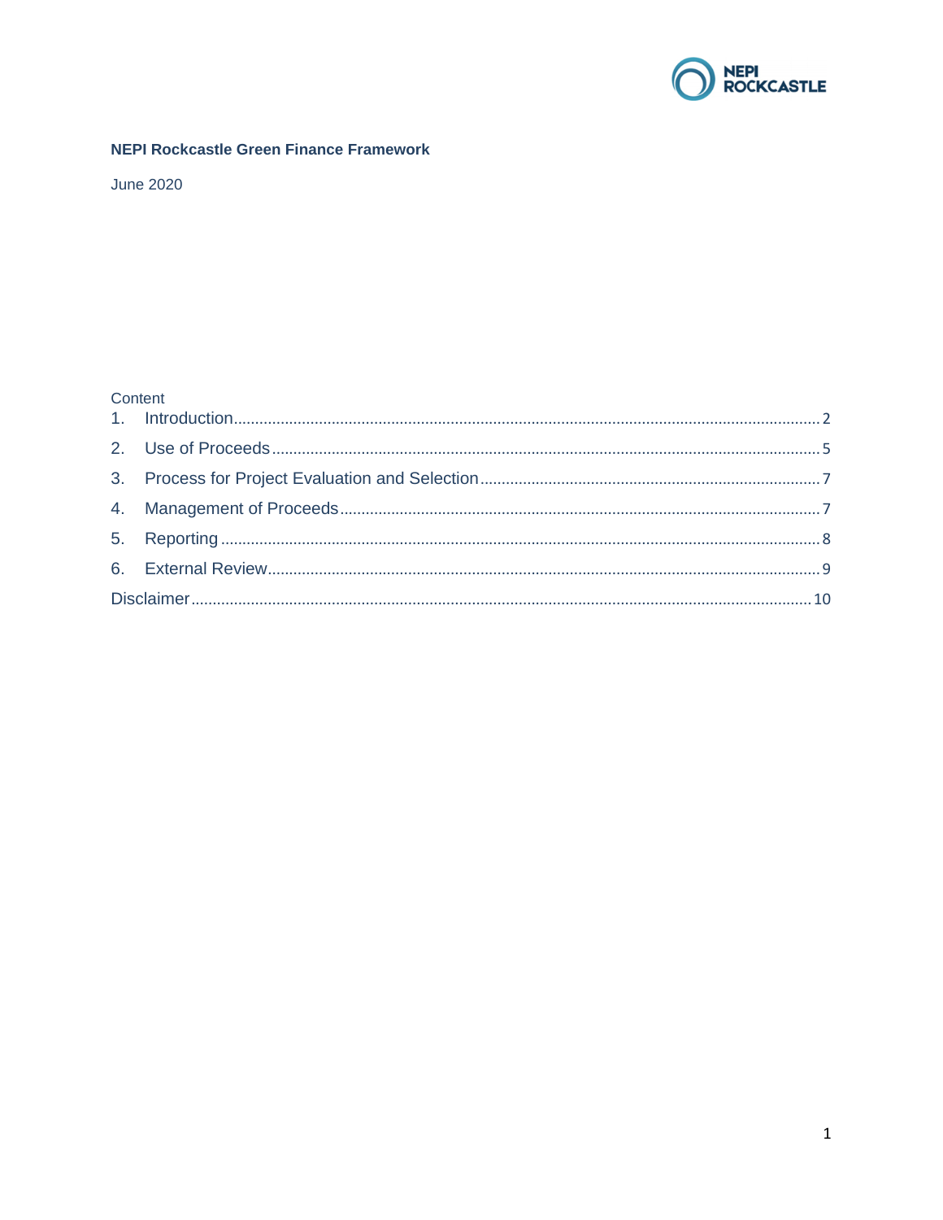**NEPI Rockcastle Green Finance Framework**

June 2020

Content

1. Introduction ..... 2
2. Use of Proceeds ..... 5
3. Process for Project Evaluation and Selection ..... 7
4. Management of Proceeds ..... 7
5. Reporting ..... 8
6. External Review ..... 9

Disclaimer ..... 10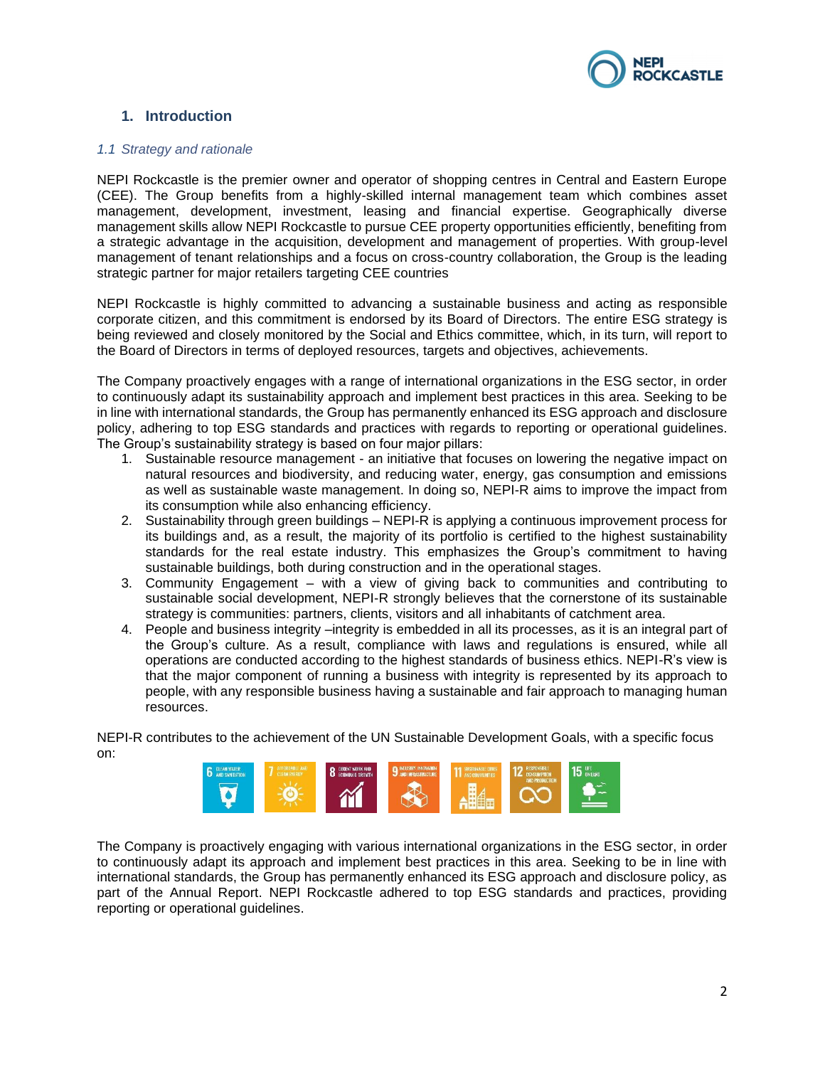## 1. Introduction

### *1.1 Strategy and rationale*

NEPI Rockcastle is the premier owner and operator of shopping centres in Central and Eastern Europe (CEE). The Group benefits from a highly-skilled internal management team which combines asset management, development, investment, leasing and financial expertise. Geographically diverse management skills allow NEPI Rockcastle to pursue CEE property opportunities efficiently, benefiting from a strategic advantage in the acquisition, development and management of properties. With group-level management of tenant relationships and a focus on cross-country collaboration, the Group is the leading strategic partner for major retailers targeting CEE countries

NEPI Rockcastle is highly committed to advancing a sustainable business and acting as responsible corporate citizen, and this commitment is endorsed by its Board of Directors. The entire ESG strategy is being reviewed and closely monitored by the Social and Ethics committee, which, in its turn, will report to the Board of Directors in terms of deployed resources, targets and objectives, achievements.

The Company proactively engages with a range of international organizations in the ESG sector, in order to continuously adapt its sustainability approach and implement best practices in this area. Seeking to be in line with international standards, the Group has permanently enhanced its ESG approach and disclosure policy, adhering to top ESG standards and practices with regards to reporting or operational guidelines. The Group's sustainability strategy is based on four major pillars:

1. Sustainable resource management - an initiative that focuses on lowering the negative impact on natural resources and biodiversity, and reducing water, energy, gas consumption and emissions as well as sustainable waste management. In doing so, NEPI-R aims to improve the impact from its consumption while also enhancing efficiency.
2. Sustainability through green buildings – NEPI-R is applying a continuous improvement process for its buildings and, as a result, the majority of its portfolio is certified to the highest sustainability standards for the real estate industry. This emphasizes the Group's commitment to having sustainable buildings, both during construction and in the operational stages.
3. Community Engagement – with a view of giving back to communities and contributing to sustainable social development, NEPI-R strongly believes that the cornerstone of its sustainable strategy is communities: partners, clients, visitors and all inhabitants of catchment area.
4. People and business integrity –integrity is embedded in all its processes, as it is an integral part of the Group's culture. As a result, compliance with laws and regulations is ensured, while all operations are conducted according to the highest standards of business ethics. NEPI-R's view is that the major component of running a business with integrity is represented by its approach to people, with any responsible business having a sustainable and fair approach to managing human resources.

NEPI-R contributes to the achievement of the UN Sustainable Development Goals, with a specific focus on:

6 Clean water and sanitation | 7 Affordable and clean energy | 8 Decent work and economic growth | 9 Industry, innovation and infrastructure | 11 Sustainable cities and communities | 12 Responsible consumption and production | 15 Life on land

The Company is proactively engaging with various international organizations in the ESG sector, in order to continuously adapt its approach and implement best practices in this area. Seeking to be in line with international standards, the Group has permanently enhanced its ESG approach and disclosure policy, as part of the Annual Report. NEPI Rockcastle adhered to top ESG standards and practices, providing reporting or operational guidelines.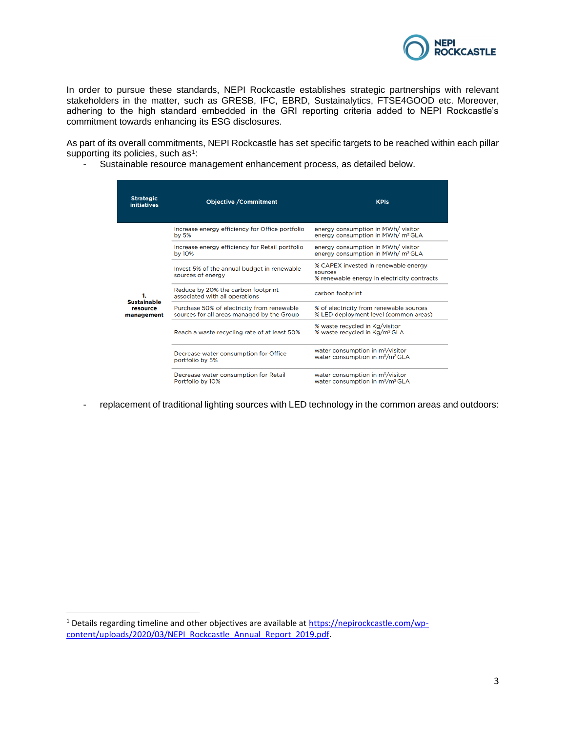In order to pursue these standards, NEPI Rockcastle establishes strategic partnerships with relevant stakeholders in the matter, such as GRESB, IFC, EBRD, Sustainalytics, FTSE4GOOD etc. Moreover, adhering to the high standard embedded in the GRI reporting criteria added to NEPI Rockcastle's commitment towards enhancing its ESG disclosures.

As part of its overall commitments, NEPI Rockcastle has set specific targets to be reached within each pillar supporting its policies, such as[1]:

- Sustainable resource management enhancement process, as detailed below.

| Strategic initiatives | Objective /Commitment | KPIs |
|---|---|---|
| **1. Sustainable resource management** | Increase energy efficiency for Office portfolio by 5% | energy consumption in MWh/ visitor<br>energy consumption in MWh/ m² GLA |
| | Increase energy efficiency for Retail portfolio by 10% | energy consumption in MWh/ visitor<br>energy consumption in MWh/ m² GLA |
| | Invest 5% of the annual budget in renewable sources of energy | % CAPEX invested in renewable energy sources<br>% renewable energy in electricity contracts |
| | Reduce by 20% the carbon footprint associated with all operations | carbon footprint |
| | Purchase 50% of electricity from renewable sources for all areas managed by the Group | % of electricity from renewable sources<br>% LED deployment level (common areas) |
| | Reach a waste recycling rate of at least 50% | % waste recycled in Kg/visitor<br>% waste recycled in Kg/m² GLA |
| | Decrease water consumption for Office portfolio by 5% | water consumption in m³/visitor<br>water consumption in m³/m² GLA |
| | Decrease water consumption for Retail Portfolio by 10% | water consumption in m³/visitor<br>water consumption in m³/m² GLA |

- replacement of traditional lighting sources with LED technology in the common areas and outdoors:

---

[1] Details regarding timeline and other objectives are available at https://nepirockcastle.com/wp-content/uploads/2020/03/NEPI_Rockcastle_Annual_Report_2019.pdf.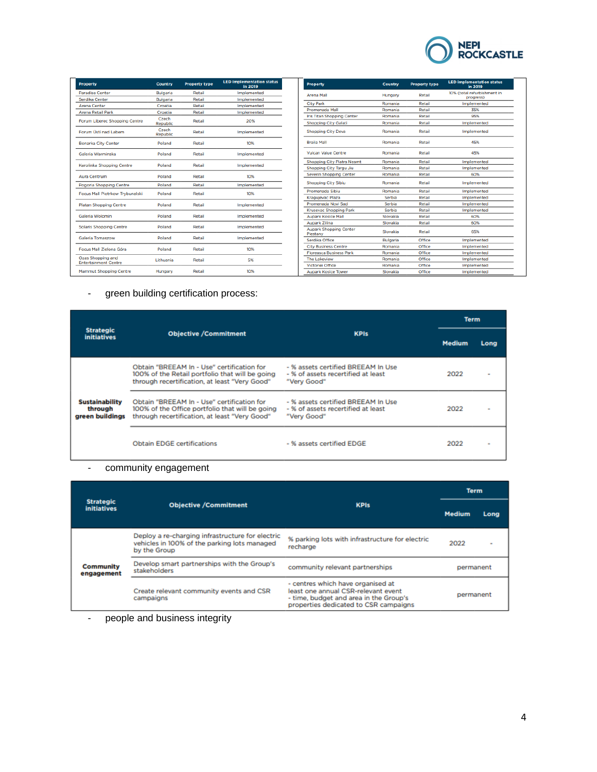| Property | Country | Property type | LED implementation status in 2019 |
|---|---|---|---|
| Paradise Center | Bulgaria | Retail | Implemented |
| Serdika Center | Bulgaria | Retail | Implemented |
| Arena Centar | Croatia | Retail | Implemented |
| Arena Retail Park | Croatia | Retail | Implemented |
| Forum Liberec Shopping Centre | Czech Republic | Retail | 20% |
| Forum Usti nad Labem | Czech Republic | Retail | Implemented |
| Bonarka City Center | Poland | Retail | 10% |
| Galeria Warminska | Poland | Retail | Implemented |
| Karolinka Shopping Centre | Poland | Retail | Implemented |
| Aura Centrum | Poland | Retail | 10% |
| Pogoria Shopping Centre | Poland | Retail | Implemented |
| Focus Mall Piotrkow Trybunalski | Poland | Retail | 10% |
| Platan Shopping Centre | Poland | Retail | Implemented |
| Galeria Wolomin | Poland | Retail | Implemented |
| Solaris Shopping Centre | Poland | Retail | Implemented |
| Galeria Tomaszow | Poland | Retail | Implemented |
| Focus Mall Zielona Góra | Poland | Retail | 10% |
| Ozas Shopping and Entertainment Centre | Lithuania | Retail | 5% |
| Mammut Shopping Centre | Hungary | Retail | 10% |
| Arena Mall | Hungary | Retail | 10% (total refurbishment in progress) |
| City Park | Romania | Retail | Implemented |
| Promenada Mall | Romania | Retail | 35% |
| Iris Titan Shopping Center | Romania | Retail | 95% |
| Shopping City Galati | Romania | Retail | Implemented |
| Shopping City Deva | Romania | Retail | Implemented |
| Braila Mall | Romania | Retail | 45% |
| Vulcan Value Centre | Romania | Retail | 45% |
| Shopping City Piatra Neamt | Romania | Retail | Implemented |
| Shopping City Targu Jiu | Romania | Retail | Implemented |
| Severin Shopping Center | Romania | Retail | 60% |
| Shopping City Sibiu | Romania | Retail | Implemented |
| Promenada Sibiu | Romania | Retail | Implemented |
| Kragujevac Plaza | Serbia | Retail | Implemented |
| Promenada Novi Sad | Serbia | Retail | Implemented |
| Krusevac Shopping Park | Serbia | Retail | Implemented |
| Aupark Kosice Mall | Slovakia | Retail | 60% |
| Aupark Zilina | Slovakia | Retail | 60% |
| Aupark Shopping Center Piestany | Slovakia | Retail | 65% |
| Serdika Office | Bulgaria | Office | Implemented |
| City Business Centre | Romania | Office | Implemented |
| Floreasca Business Park | Romania | Office | Implemented |
| The Lakeview | Romania | Office | Implemented |
| Victoriei Office | Romania | Office | Implemented |
| Aupark Kosice Tower | Slovakia | Office | Implemented |

- green building certification process:

| Strategic initiatives | Objective /Commitment | KPIs | Term | |
|---|---|---|---|---|
| | | | Medium | Long |
| Sustainability through green buildings | Obtain "BREEAM In - Use" certification for 100% of the Retail portfolio that will be going through recertification, at least "Very Good" | - % assets certified BREEAM In Use<br>- % of assets recertified at least "Very Good" | 2022 | - |
| | Obtain "BREEAM In - Use" certification for 100% of the Office portfolio that will be going through recertification, at least "Very Good" | - % assets certified BREEAM In Use<br>- % of assets recertified at least "Very Good" | 2022 | - |
| | Obtain EDGE certifications | - % assets certified EDGE | 2022 | - |

- community engagement

| Strategic initiatives | Objective /Commitment | KPIs | Term | |
|---|---|---|---|---|
| | | | Medium | Long |
| Community engagement | Deploy a re-charging infrastructure for electric vehicles in 100% of the parking lots managed by the Group | % parking lots with infrastructure for electric recharge | 2022 | - |
| | Develop smart partnerships with the Group's stakeholders | community relevant partnerships | permanent | |
| | Create relevant community events and CSR campaigns | - centres which have organised at least one annual CSR-relevant event<br>- time, budget and area in the Group's properties dedicated to CSR campaigns | permanent | |

- people and business integrity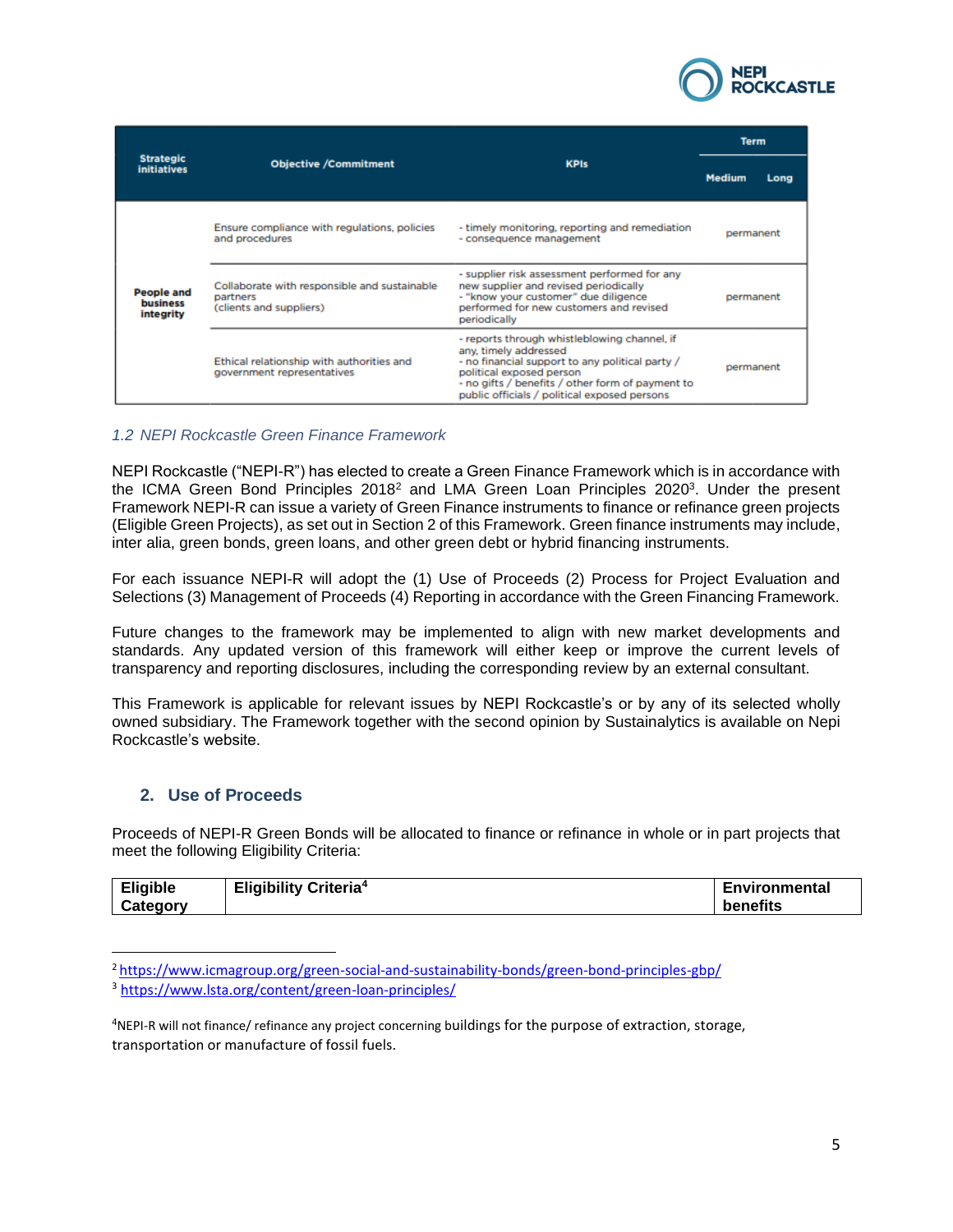| Strategic initiatives | Objective /Commitment | KPIs | Term | |
|---|---|---|---|---|
| | | | Medium | Long |
| People and business integrity | Ensure compliance with regulations, policies and procedures | - timely monitoring, reporting and remediation<br>- consequence management | permanent | |
| | Collaborate with responsible and sustainable partners (clients and suppliers) | - supplier risk assessment performed for any new supplier and revised periodically<br>- "know your customer" due diligence performed for new customers and revised periodically | permanent | |
| | Ethical relationship with authorities and government representatives | - reports through whistleblowing channel, if any, timely addressed<br>- no financial support to any political party / political exposed person<br>- no gifts / benefits / other form of payment to public officials / political exposed persons | permanent | |

### *1.2 NEPI Rockcastle Green Finance Framework*

NEPI Rockcastle ("NEPI-R") has elected to create a Green Finance Framework which is in accordance with the ICMA Green Bond Principles 2018[2] and LMA Green Loan Principles 2020[3]. Under the present Framework NEPI-R can issue a variety of Green Finance instruments to finance or refinance green projects (Eligible Green Projects), as set out in Section 2 of this Framework. Green finance instruments may include, inter alia, green bonds, green loans, and other green debt or hybrid financing instruments.

For each issuance NEPI-R will adopt the (1) Use of Proceeds (2) Process for Project Evaluation and Selections (3) Management of Proceeds (4) Reporting in accordance with the Green Financing Framework.

Future changes to the framework may be implemented to align with new market developments and standards. Any updated version of this framework will either keep or improve the current levels of transparency and reporting disclosures, including the corresponding review by an external consultant.

This Framework is applicable for relevant issues by NEPI Rockcastle's or by any of its selected wholly owned subsidiary. The Framework together with the second opinion by Sustainalytics is available on Nepi Rockcastle's website.

## 2. Use of Proceeds

Proceeds of NEPI-R Green Bonds will be allocated to finance or refinance in whole or in part projects that meet the following Eligibility Criteria:

| Eligible Category | Eligibility Criteria[4] | Environmental benefits |
|---|---|---|

[2] https://www.icmagroup.org/green-social-and-sustainability-bonds/green-bond-principles-gbp/

[3] https://www.lsta.org/content/green-loan-principles/

[4]NEPI-R will not finance/ refinance any project concerning buildings for the purpose of extraction, storage, transportation or manufacture of fossil fuels.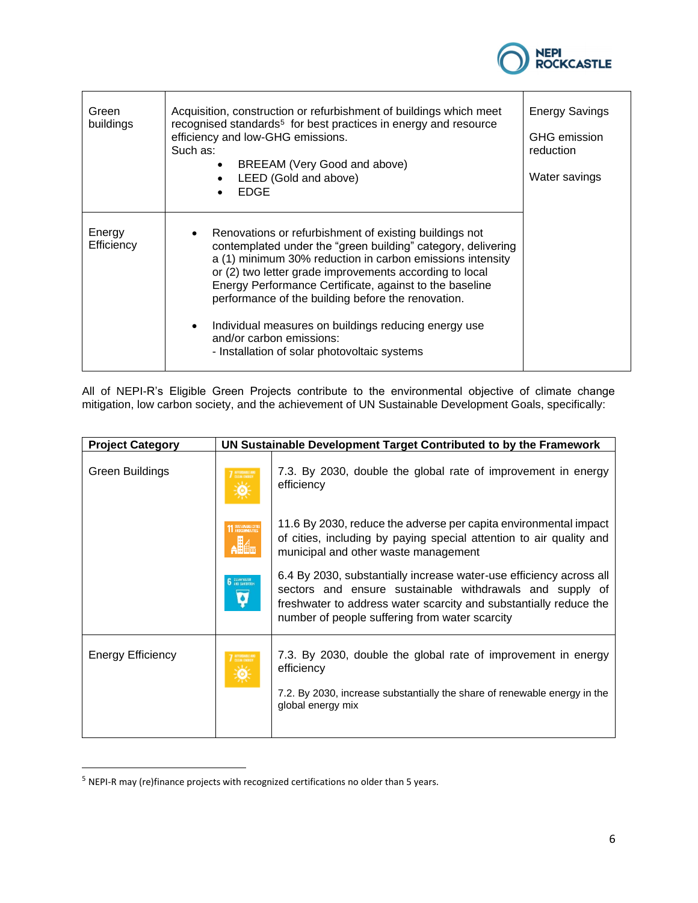| Green buildings | Acquisition, construction or refurbishment of buildings which meet recognised standards[5] for best practices in energy and resource efficiency and low-GHG emissions.<br>Such as:<br>• BREEAM (Very Good and above)<br>• LEED (Gold and above)<br>• EDGE | Energy Savings<br><br>GHG emission reduction<br><br>Water savings |
|---|---|---|
| Energy Efficiency | • Renovations or refurbishment of existing buildings not contemplated under the "green building" category, delivering a (1) minimum 30% reduction in carbon emissions intensity or (2) two letter grade improvements according to local Energy Performance Certificate, against to the baseline performance of the building before the renovation.<br><br>• Individual measures on buildings reducing energy use and/or carbon emissions:<br>- Installation of solar photovoltaic systems | |

All of NEPI-R's Eligible Green Projects contribute to the environmental objective of climate change mitigation, low carbon society, and the achievement of UN Sustainable Development Goals, specifically:

| **Project Category** | **UN Sustainable Development Target Contributed to by the Framework** | |
|---|---|---|
| Green Buildings | SDG 7 | 7.3. By 2030, double the global rate of improvement in energy efficiency |
| | SDG 11 | 11.6 By 2030, reduce the adverse per capita environmental impact of cities, including by paying special attention to air quality and municipal and other waste management |
| | SDG 6 | 6.4 By 2030, substantially increase water-use efficiency across all sectors and ensure sustainable withdrawals and supply of freshwater to address water scarcity and substantially reduce the number of people suffering from water scarcity |
| Energy Efficiency | SDG 7 | 7.3. By 2030, double the global rate of improvement in energy efficiency<br><br>7.2. By 2030, increase substantially the share of renewable energy in the global energy mix |

[5] NEPI-R may (re)finance projects with recognized certifications no older than 5 years.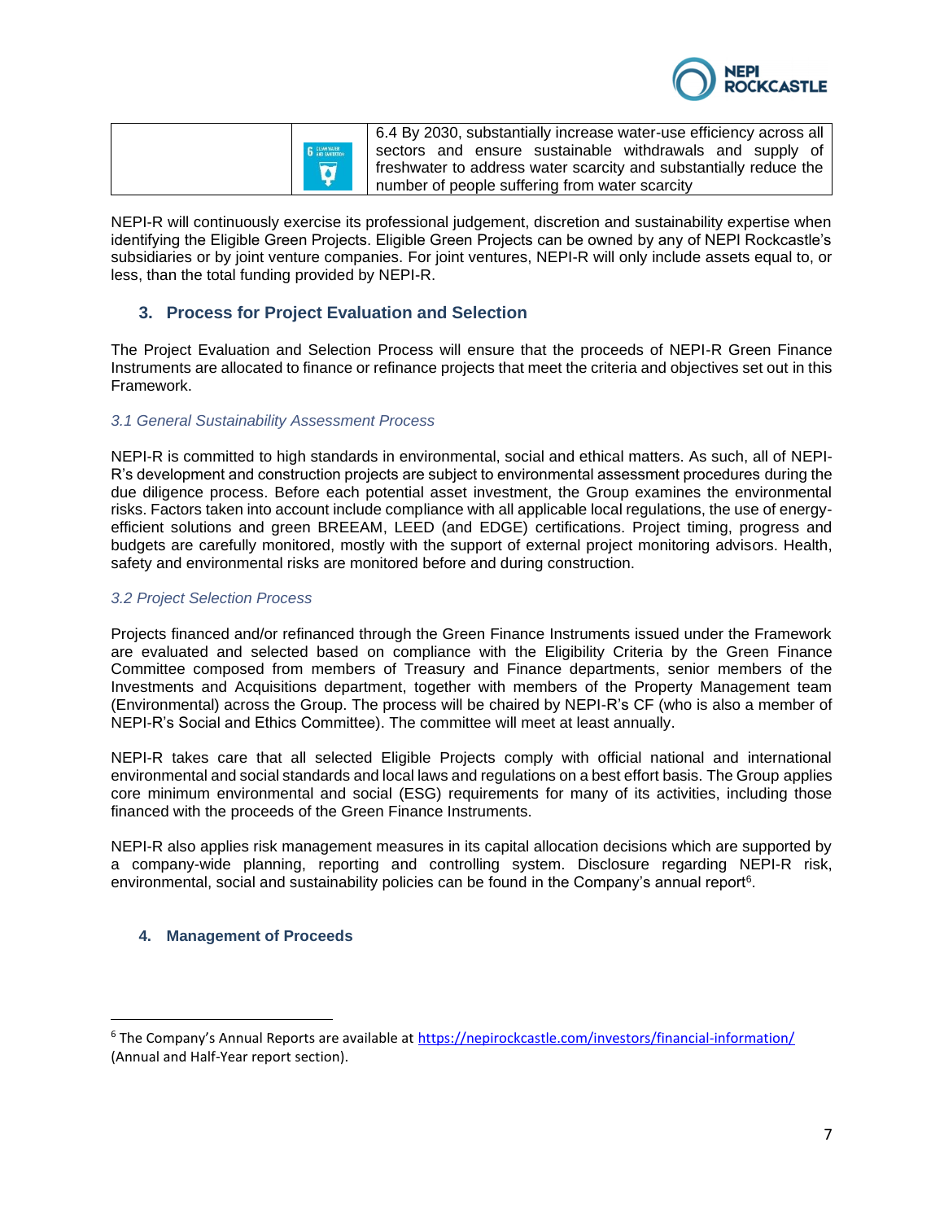| | | |
|---|---|---|
| | 6 CLEAN WATER AND SANITATION | 6.4 By 2030, substantially increase water-use efficiency across all sectors and ensure sustainable withdrawals and supply of freshwater to address water scarcity and substantially reduce the number of people suffering from water scarcity |

NEPI-R will continuously exercise its professional judgement, discretion and sustainability expertise when identifying the Eligible Green Projects. Eligible Green Projects can be owned by any of NEPI Rockcastle's subsidiaries or by joint venture companies. For joint ventures, NEPI-R will only include assets equal to, or less, than the total funding provided by NEPI-R.

## 3. Process for Project Evaluation and Selection

The Project Evaluation and Selection Process will ensure that the proceeds of NEPI-R Green Finance Instruments are allocated to finance or refinance projects that meet the criteria and objectives set out in this Framework.

### *3.1 General Sustainability Assessment Process*

NEPI-R is committed to high standards in environmental, social and ethical matters. As such, all of NEPI-R's development and construction projects are subject to environmental assessment procedures during the due diligence process. Before each potential asset investment, the Group examines the environmental risks. Factors taken into account include compliance with all applicable local regulations, the use of energy-efficient solutions and green BREEAM, LEED (and EDGE) certifications. Project timing, progress and budgets are carefully monitored, mostly with the support of external project monitoring advisors. Health, safety and environmental risks are monitored before and during construction.

### *3.2 Project Selection Process*

Projects financed and/or refinanced through the Green Finance Instruments issued under the Framework are evaluated and selected based on compliance with the Eligibility Criteria by the Green Finance Committee composed from members of Treasury and Finance departments, senior members of the Investments and Acquisitions department, together with members of the Property Management team (Environmental) across the Group. The process will be chaired by NEPI-R's CF (who is also a member of NEPI-R's Social and Ethics Committee). The committee will meet at least annually.

NEPI-R takes care that all selected Eligible Projects comply with official national and international environmental and social standards and local laws and regulations on a best effort basis. The Group applies core minimum environmental and social (ESG) requirements for many of its activities, including those financed with the proceeds of the Green Finance Instruments.

NEPI-R also applies risk management measures in its capital allocation decisions which are supported by a company-wide planning, reporting and controlling system. Disclosure regarding NEPI-R risk, environmental, social and sustainability policies can be found in the Company's annual report[6].

## 4. Management of Proceeds

[6] The Company's Annual Reports are available at https://nepirockcastle.com/investors/financial-information/ (Annual and Half-Year report section).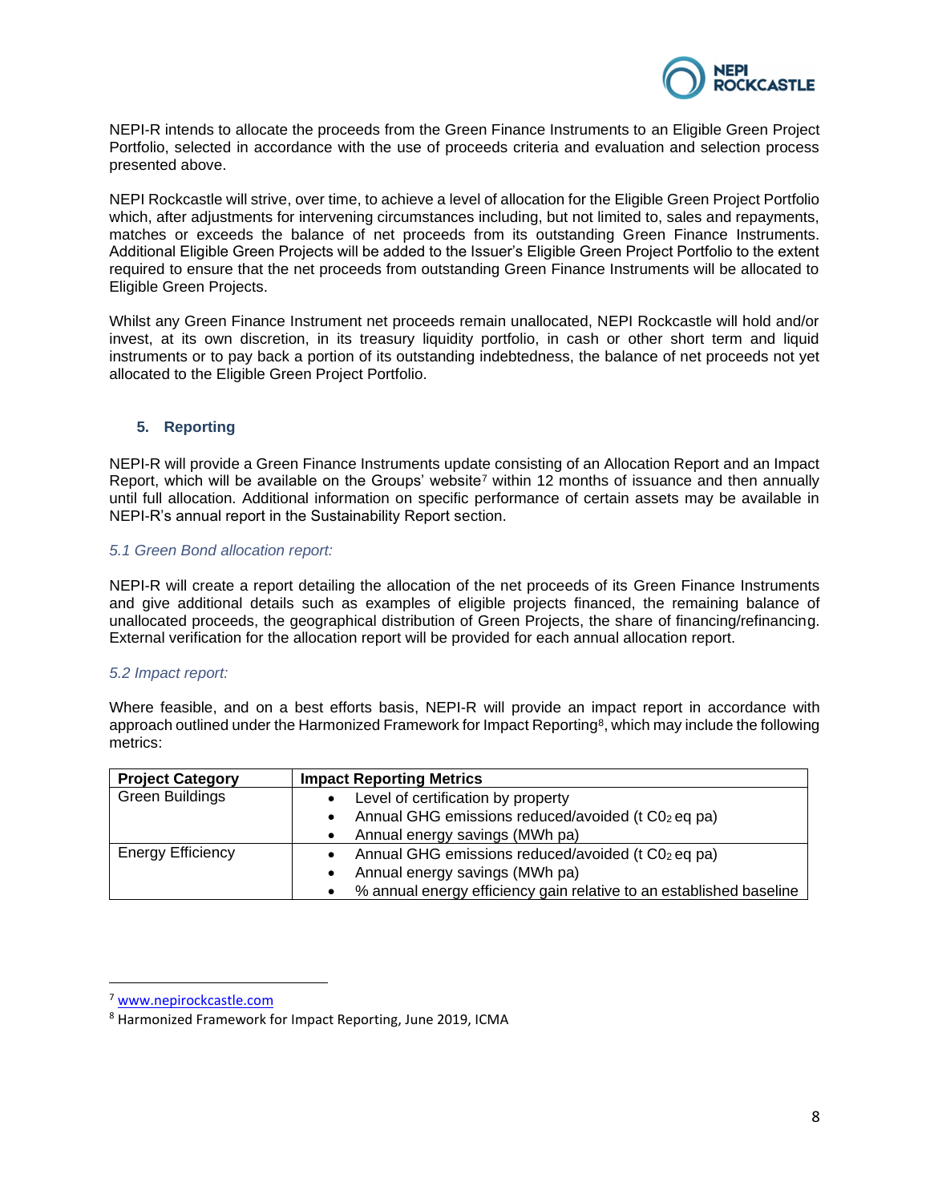NEPI-R intends to allocate the proceeds from the Green Finance Instruments to an Eligible Green Project Portfolio, selected in accordance with the use of proceeds criteria and evaluation and selection process presented above.

NEPI Rockcastle will strive, over time, to achieve a level of allocation for the Eligible Green Project Portfolio which, after adjustments for intervening circumstances including, but not limited to, sales and repayments, matches or exceeds the balance of net proceeds from its outstanding Green Finance Instruments. Additional Eligible Green Projects will be added to the Issuer's Eligible Green Project Portfolio to the extent required to ensure that the net proceeds from outstanding Green Finance Instruments will be allocated to Eligible Green Projects.

Whilst any Green Finance Instrument net proceeds remain unallocated, NEPI Rockcastle will hold and/or invest, at its own discretion, in its treasury liquidity portfolio, in cash or other short term and liquid instruments or to pay back a portion of its outstanding indebtedness, the balance of net proceeds not yet allocated to the Eligible Green Project Portfolio.

## 5. Reporting

NEPI-R will provide a Green Finance Instruments update consisting of an Allocation Report and an Impact Report, which will be available on the Groups' website[7] within 12 months of issuance and then annually until full allocation. Additional information on specific performance of certain assets may be available in NEPI-R's annual report in the Sustainability Report section.

### *5.1 Green Bond allocation report:*

NEPI-R will create a report detailing the allocation of the net proceeds of its Green Finance Instruments and give additional details such as examples of eligible projects financed, the remaining balance of unallocated proceeds, the geographical distribution of Green Projects, the share of financing/refinancing. External verification for the allocation report will be provided for each annual allocation report.

### *5.2 Impact report:*

Where feasible, and on a best efforts basis, NEPI-R will provide an impact report in accordance with approach outlined under the Harmonized Framework for Impact Reporting[8], which may include the following metrics:

| Project Category | Impact Reporting Metrics |
|---|---|
| Green Buildings | • Level of certification by property<br>• Annual GHG emissions reduced/avoided (t $C0_2$ eq pa)<br>• Annual energy savings (MWh pa) |
| Energy Efficiency | • Annual GHG emissions reduced/avoided (t $C0_2$ eq pa)<br>• Annual energy savings (MWh pa)<br>• % annual energy efficiency gain relative to an established baseline |

[7] www.nepirockcastle.com

[8] Harmonized Framework for Impact Reporting, June 2019, ICMA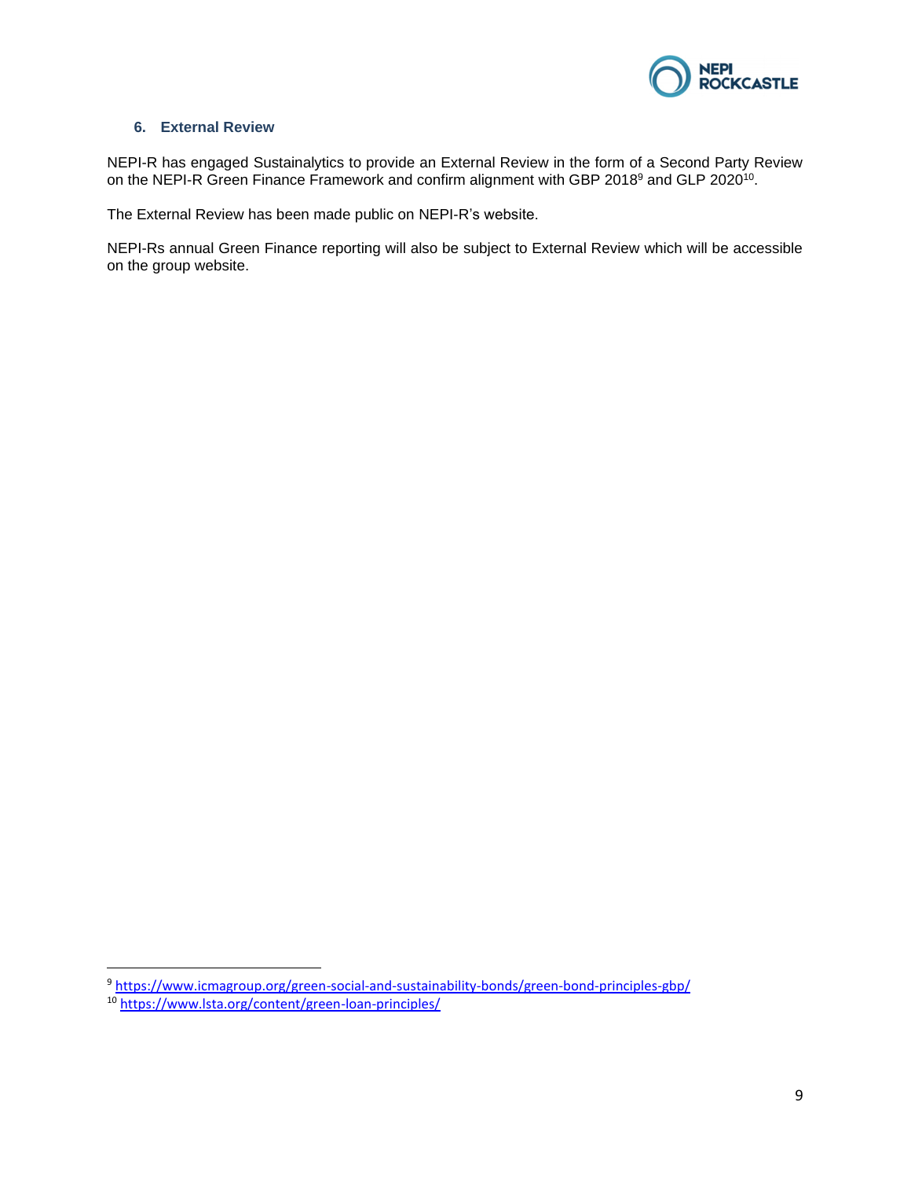## 6. External Review

NEPI-R has engaged Sustainalytics to provide an External Review in the form of a Second Party Review on the NEPI-R Green Finance Framework and confirm alignment with GBP 2018[9] and GLP 2020[10].

The External Review has been made public on NEPI-R's website.

NEPI-Rs annual Green Finance reporting will also be subject to External Review which will be accessible on the group website.

---

[9] https://www.icmagroup.org/green-social-and-sustainability-bonds/green-bond-principles-gbp/

[10] https://www.lsta.org/content/green-loan-principles/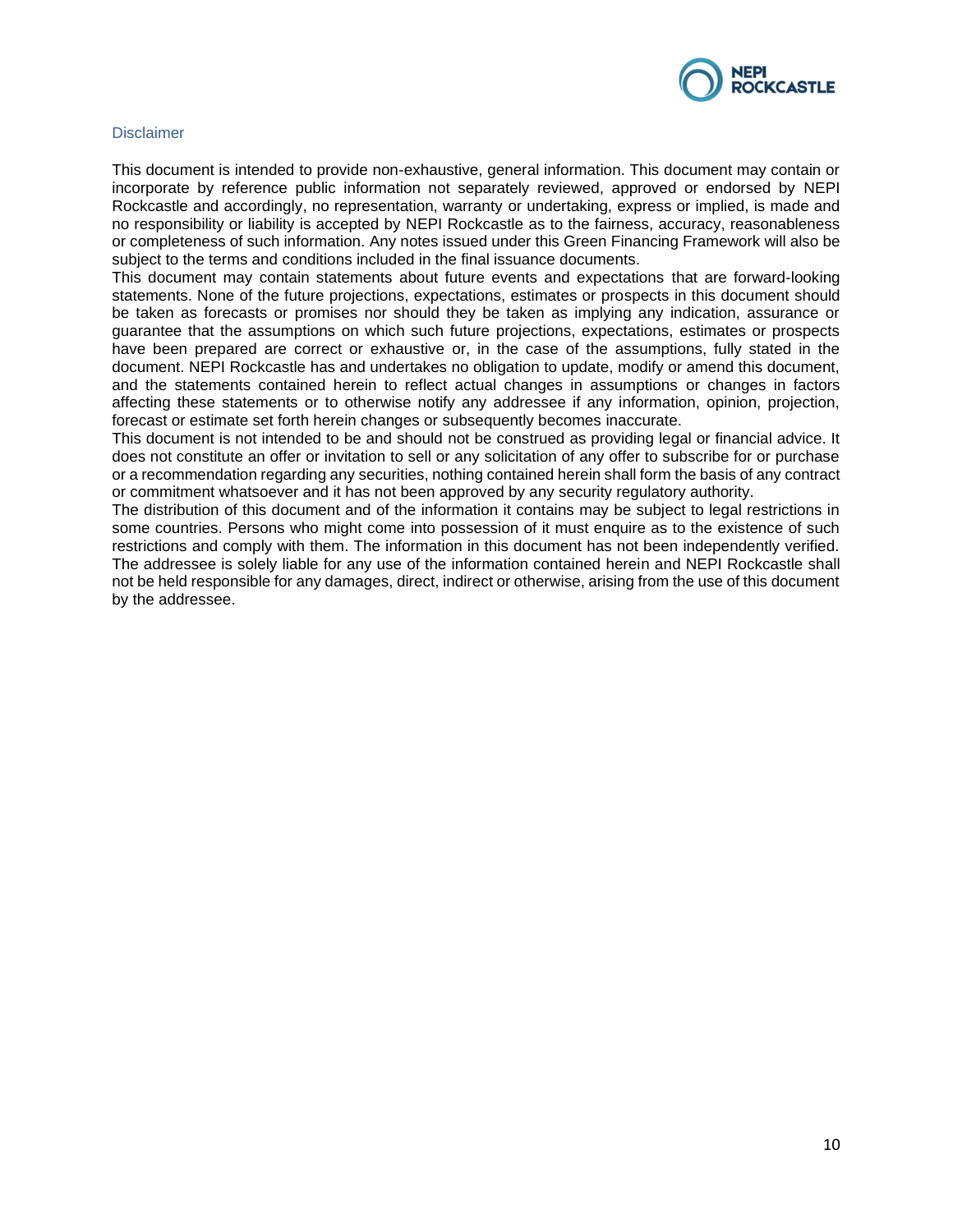## Disclaimer

This document is intended to provide non-exhaustive, general information. This document may contain or incorporate by reference public information not separately reviewed, approved or endorsed by NEPI Rockcastle and accordingly, no representation, warranty or undertaking, express or implied, is made and no responsibility or liability is accepted by NEPI Rockcastle as to the fairness, accuracy, reasonableness or completeness of such information. Any notes issued under this Green Financing Framework will also be subject to the terms and conditions included in the final issuance documents.

This document may contain statements about future events and expectations that are forward-looking statements. None of the future projections, expectations, estimates or prospects in this document should be taken as forecasts or promises nor should they be taken as implying any indication, assurance or guarantee that the assumptions on which such future projections, expectations, estimates or prospects have been prepared are correct or exhaustive or, in the case of the assumptions, fully stated in the document. NEPI Rockcastle has and undertakes no obligation to update, modify or amend this document, and the statements contained herein to reflect actual changes in assumptions or changes in factors affecting these statements or to otherwise notify any addressee if any information, opinion, projection, forecast or estimate set forth herein changes or subsequently becomes inaccurate.

This document is not intended to be and should not be construed as providing legal or financial advice. It does not constitute an offer or invitation to sell or any solicitation of any offer to subscribe for or purchase or a recommendation regarding any securities, nothing contained herein shall form the basis of any contract or commitment whatsoever and it has not been approved by any security regulatory authority.

The distribution of this document and of the information it contains may be subject to legal restrictions in some countries. Persons who might come into possession of it must enquire as to the existence of such restrictions and comply with them. The information in this document has not been independently verified. The addressee is solely liable for any use of the information contained herein and NEPI Rockcastle shall not be held responsible for any damages, direct, indirect or otherwise, arising from the use of this document by the addressee.